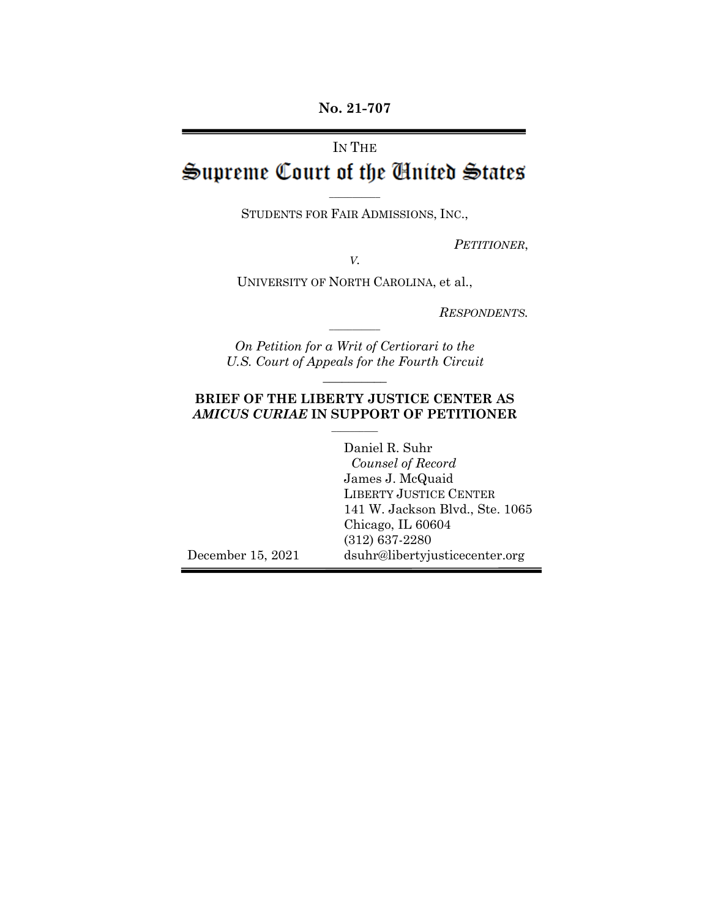**No. 21-707**

IN THE

# Supreme Court of the United States

---

STUDENTS FOR FAIR ADMISSIONS, INC.,

*PETITIONER*,

*V.*

UNIVERSITY OF NORTH CAROLINA, et al.,

*RESPONDENTS.*

---

*On Petition for a Writ of Certiorari to the U.S. Court of Appeals for the Fourth Circuit*

---

## BRIEF OF THE LIBERTY JUSTICE CENTER AS *AMICUS CURIAE* IN SUPPORT OF PETITIONER

---

Daniel R. Suhr
*Counsel of Record*
James J. McQuaid
LIBERTY JUSTICE CENTER
141 W. Jackson Blvd., Ste. 1065
Chicago, IL 60604
(312) 637-2280
dsuhr@libertyjusticecenter.org

December 15, 2021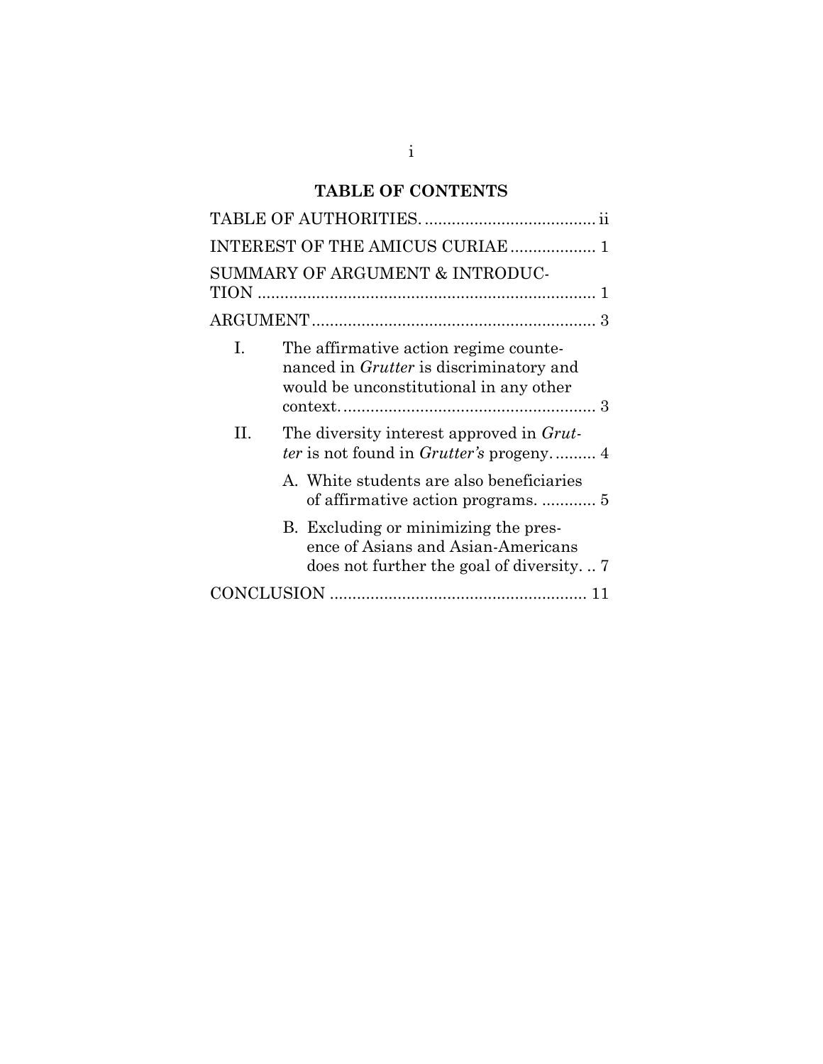## TABLE OF CONTENTS

TABLE OF AUTHORITIES. ...................................... ii

INTEREST OF THE AMICUS CURIAE .................. 1

SUMMARY OF ARGUMENT & INTRODUCTION ........................................................................... 1

ARGUMENT............................................................... 3

I. The affirmative action regime countenanced in *Grutter* is discriminatory and would be unconstitutional in any other context. ....................................................... 3

II. The diversity interest approved in *Grutter* is not found in *Grutter's* progeny. ......... 4

   A. White students are also beneficiaries of affirmative action programs. ............ 5

   B. Excluding or minimizing the presence of Asians and Asian-Americans does not further the goal of diversity. .. 7

CONCLUSION ........................................................ 11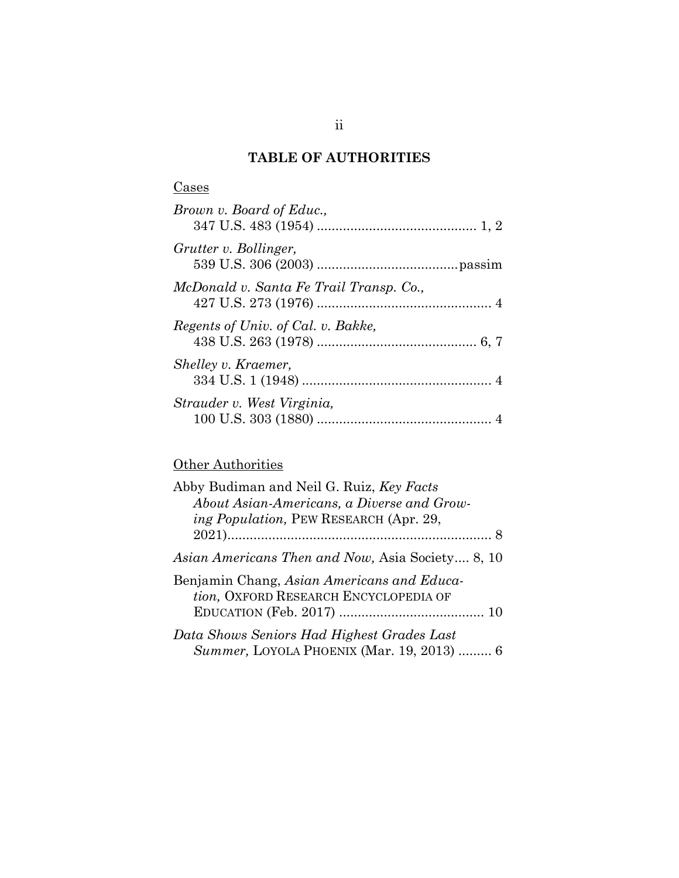# TABLE OF AUTHORITIES

## Cases

*Brown v. Board of Educ.*,
347 U.S. 483 (1954) .......................................... 1, 2

*Grutter v. Bollinger*,
539 U.S. 306 (2003) .....................................passim

*McDonald v. Santa Fe Trail Transp. Co.*,
427 U.S. 273 (1976) .............................................. 4

*Regents of Univ. of Cal. v. Bakke*,
438 U.S. 263 (1978) .......................................... 6, 7

*Shelley v. Kraemer*,
334 U.S. 1 (1948) .................................................. 4

*Strauder v. West Virginia*,
100 U.S. 303 (1880) .............................................. 4

## Other Authorities

Abby Budiman and Neil G. Ruiz, *Key Facts About Asian-Americans, a Diverse and Growing Population,* PEW RESEARCH (Apr. 29, 2021)....................................................................... 8

*Asian Americans Then and Now,* Asia Society.... 8, 10

Benjamin Chang, *Asian Americans and Education,* OXFORD RESEARCH ENCYCLOPEDIA OF EDUCATION (Feb. 2017) ....................................... 10

*Data Shows Seniors Had Highest Grades Last Summer,* LOYOLA PHOENIX (Mar. 19, 2013) ......... 6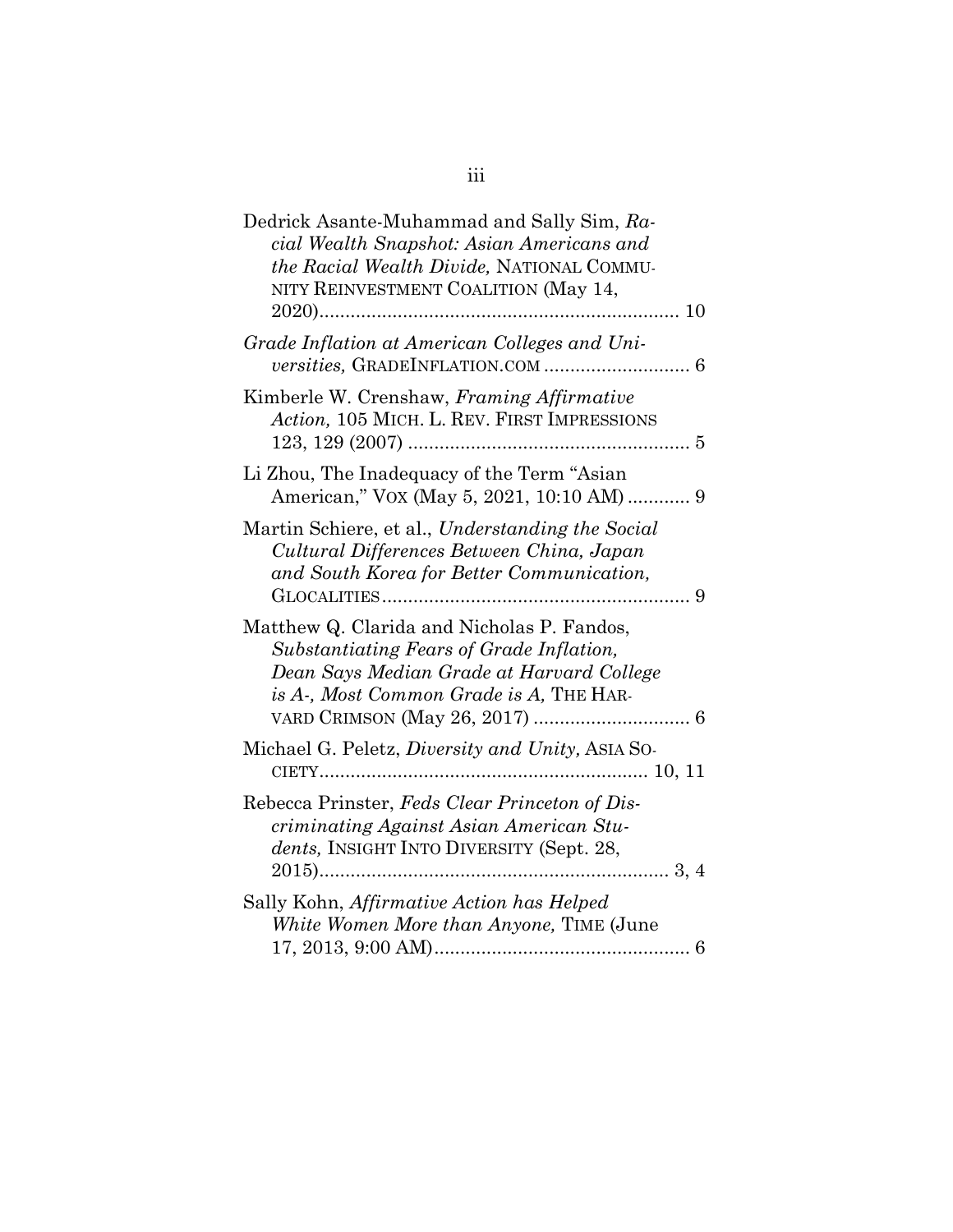Dedrick Asante-Muhammad and Sally Sim, *Racial Wealth Snapshot: Asian Americans and the Racial Wealth Divide,* NATIONAL COMMUNITY REINVESTMENT COALITION (May 14, 2020).................................................................... 10

*Grade Inflation at American Colleges and Universities,* GRADEINFLATION.COM ........................... 6

Kimberle W. Crenshaw, *Framing Affirmative Action,* 105 MICH. L. REV. FIRST IMPRESSIONS 123, 129 (2007) ..................................................... 5

Li Zhou, The Inadequacy of the Term "Asian American," VOX (May 5, 2021, 10:10 AM) ............ 9

Martin Schiere, et al., *Understanding the Social Cultural Differences Between China, Japan and South Korea for Better Communication,* GLOCALITIES .......................................................... 9

Matthew Q. Clarida and Nicholas P. Fandos, *Substantiating Fears of Grade Inflation, Dean Says Median Grade at Harvard College is A-, Most Common Grade is A,* THE HARVARD CRIMSON (May 26, 2017) ............................. 6

Michael G. Peletz, *Diversity and Unity,* ASIA SOCIETY.............................................................. 10, 11

Rebecca Prinster, *Feds Clear Princeton of Discriminating Against Asian American Students,* INSIGHT INTO DIVERSITY (Sept. 28, 2015)................................................................... 3, 4

Sally Kohn, *Affirmative Action has Helped White Women More than Anyone,* TIME (June 17, 2013, 9:00 AM)................................................ 6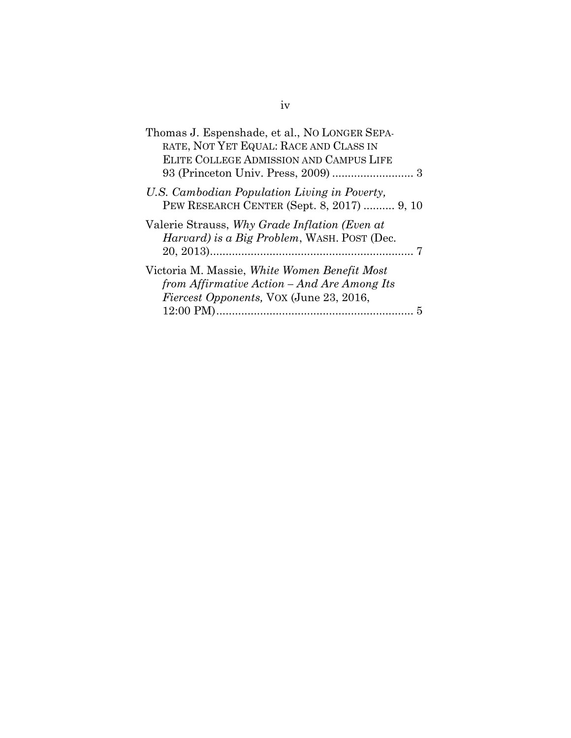Thomas J. Espenshade, et al., NO LONGER SEPARATE, NOT YET EQUAL: RACE AND CLASS IN ELITE COLLEGE ADMISSION AND CAMPUS LIFE 93 (Princeton Univ. Press, 2009) .......................... 3

*U.S. Cambodian Population Living in Poverty,* PEW RESEARCH CENTER (Sept. 8, 2017) .......... 9, 10

Valerie Strauss, *Why Grade Inflation (Even at Harvard) is a Big Problem*, WASH. POST (Dec. 20, 2013)................................................................. 7

Victoria M. Massie, *White Women Benefit Most from Affirmative Action – And Are Among Its Fiercest Opponents,* VOX (June 23, 2016, 12:00 PM).............................................................. 5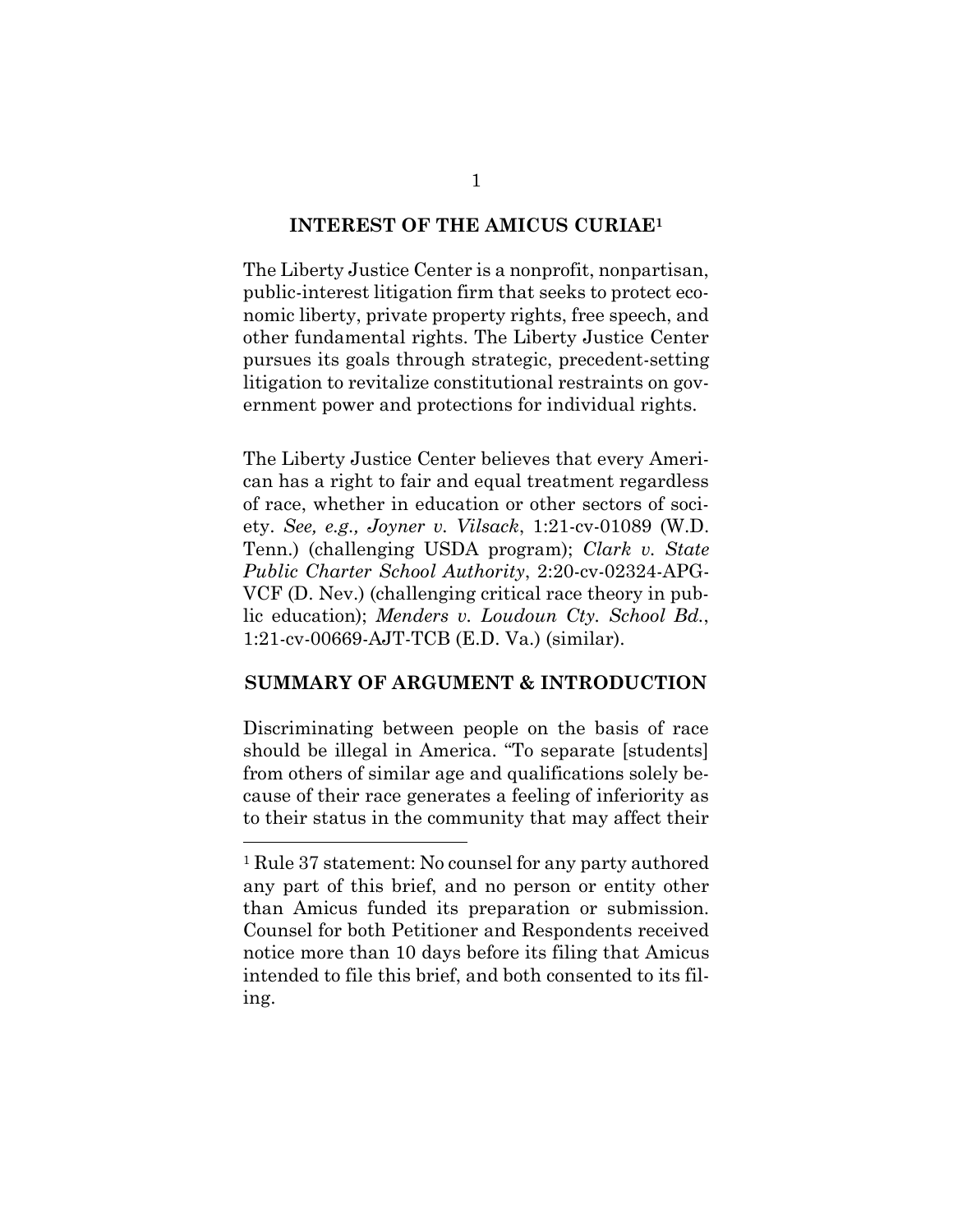## INTEREST OF THE AMICUS CURIAE[1]

The Liberty Justice Center is a nonprofit, nonpartisan, public-interest litigation firm that seeks to protect economic liberty, private property rights, free speech, and other fundamental rights. The Liberty Justice Center pursues its goals through strategic, precedent-setting litigation to revitalize constitutional restraints on government power and protections for individual rights.

The Liberty Justice Center believes that every American has a right to fair and equal treatment regardless of race, whether in education or other sectors of society. *See, e.g., Joyner v. Vilsack*, 1:21-cv-01089 (W.D. Tenn.) (challenging USDA program); *Clark v. State Public Charter School Authority*, 2:20-cv-02324-APG-VCF (D. Nev.) (challenging critical race theory in public education); *Menders v. Loudoun Cty. School Bd.*, 1:21-cv-00669-AJT-TCB (E.D. Va.) (similar).

## SUMMARY OF ARGUMENT & INTRODUCTION

Discriminating between people on the basis of race should be illegal in America. "To separate [students] from others of similar age and qualifications solely because of their race generates a feeling of inferiority as to their status in the community that may affect their

---

[1] Rule 37 statement: No counsel for any party authored any part of this brief, and no person or entity other than Amicus funded its preparation or submission. Counsel for both Petitioner and Respondents received notice more than 10 days before its filing that Amicus intended to file this brief, and both consented to its filing.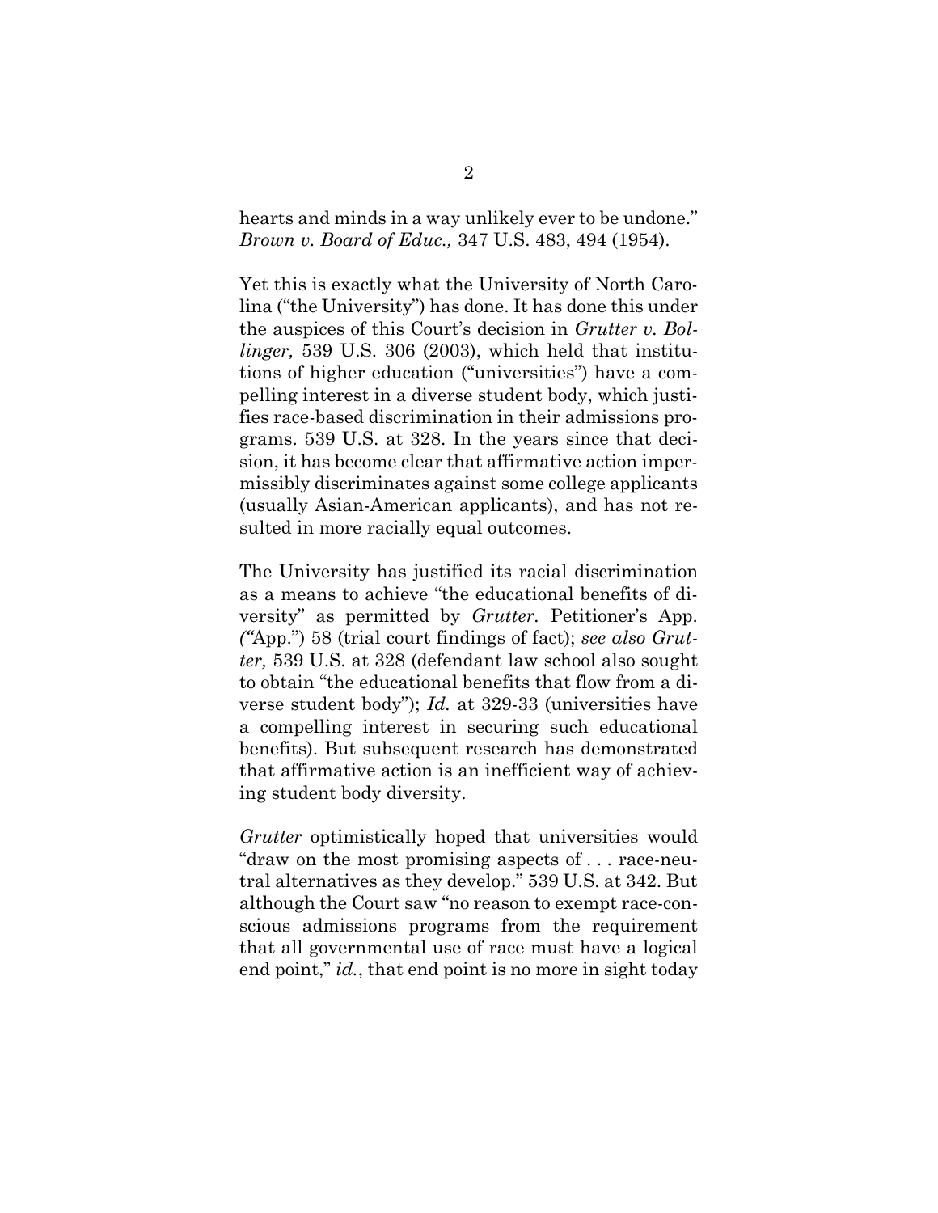hearts and minds in a way unlikely ever to be undone." *Brown v. Board of Educ.,* 347 U.S. 483, 494 (1954).

Yet this is exactly what the University of North Carolina ("the University") has done. It has done this under the auspices of this Court's decision in *Grutter v. Bollinger,* 539 U.S. 306 (2003), which held that institutions of higher education ("universities") have a compelling interest in a diverse student body, which justifies race-based discrimination in their admissions programs. 539 U.S. at 328. In the years since that decision, it has become clear that affirmative action impermissibly discriminates against some college applicants (usually Asian-American applicants), and has not resulted in more racially equal outcomes.

The University has justified its racial discrimination as a means to achieve "the educational benefits of diversity" as permitted by *Grutter.* Petitioner's App. ("App.") 58 (trial court findings of fact); *see also Grutter,* 539 U.S. at 328 (defendant law school also sought to obtain "the educational benefits that flow from a diverse student body"); *Id.* at 329-33 (universities have a compelling interest in securing such educational benefits). But subsequent research has demonstrated that affirmative action is an inefficient way of achieving student body diversity.

*Grutter* optimistically hoped that universities would "draw on the most promising aspects of . . . race-neutral alternatives as they develop." 539 U.S. at 342. But although the Court saw "no reason to exempt race-conscious admissions programs from the requirement that all governmental use of race must have a logical end point," *id.*, that end point is no more in sight today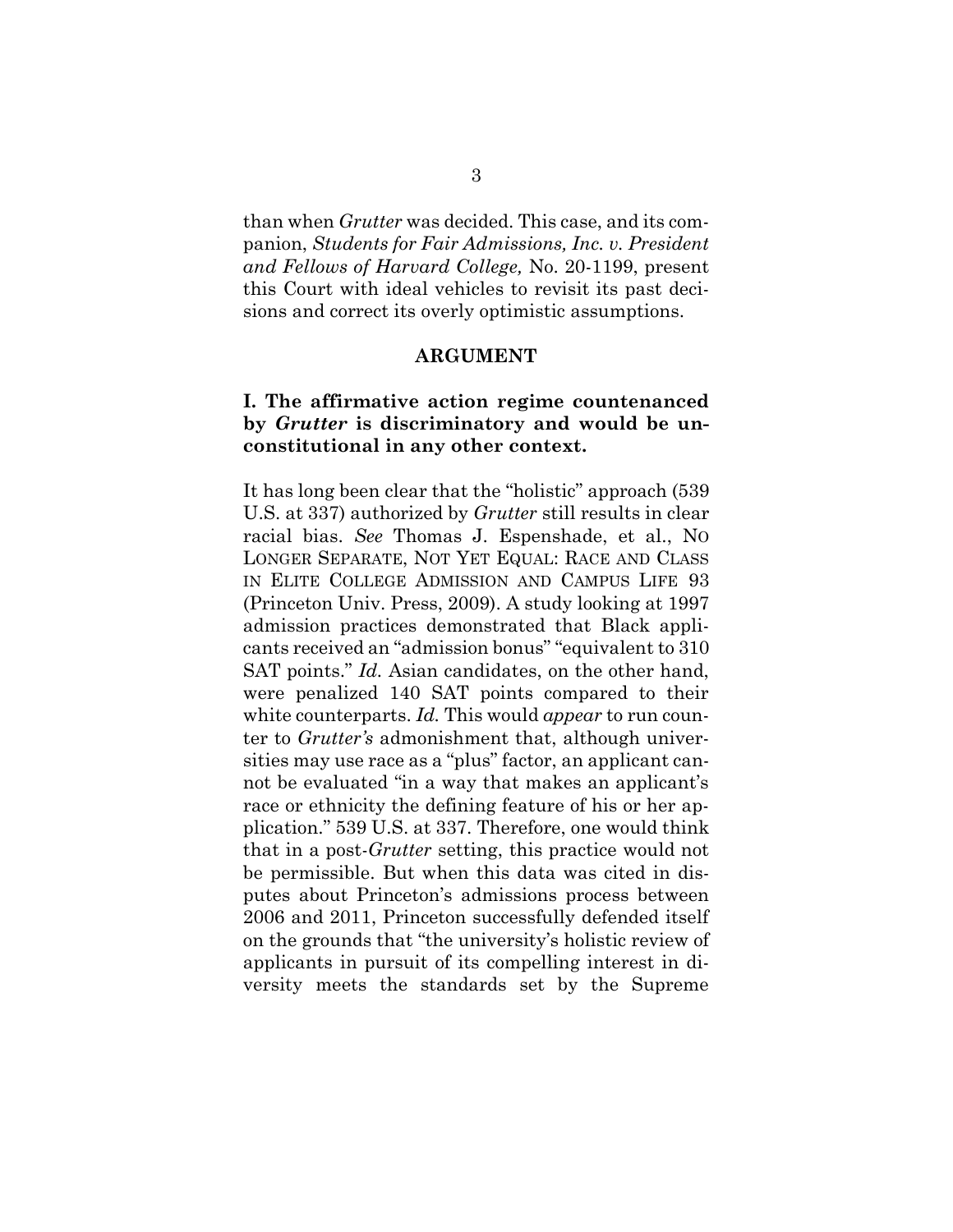than when *Grutter* was decided. This case, and its companion, *Students for Fair Admissions, Inc. v. President and Fellows of Harvard College,* No. 20-1199, present this Court with ideal vehicles to revisit its past decisions and correct its overly optimistic assumptions.

## ARGUMENT

### I. The affirmative action regime countenanced by *Grutter* is discriminatory and would be unconstitutional in any other context.

It has long been clear that the "holistic" approach (539 U.S. at 337) authorized by *Grutter* still results in clear racial bias. *See* Thomas J. Espenshade, et al., NO LONGER SEPARATE, NOT YET EQUAL: RACE AND CLASS IN ELITE COLLEGE ADMISSION AND CAMPUS LIFE 93 (Princeton Univ. Press, 2009). A study looking at 1997 admission practices demonstrated that Black applicants received an "admission bonus" "equivalent to 310 SAT points." *Id.* Asian candidates, on the other hand, were penalized 140 SAT points compared to their white counterparts. *Id.* This would *appear* to run counter to *Grutter's* admonishment that, although universities may use race as a "plus" factor, an applicant cannot be evaluated "in a way that makes an applicant's race or ethnicity the defining feature of his or her application." 539 U.S. at 337. Therefore, one would think that in a post-*Grutter* setting, this practice would not be permissible. But when this data was cited in disputes about Princeton's admissions process between 2006 and 2011, Princeton successfully defended itself on the grounds that "the university's holistic review of applicants in pursuit of its compelling interest in diversity meets the standards set by the Supreme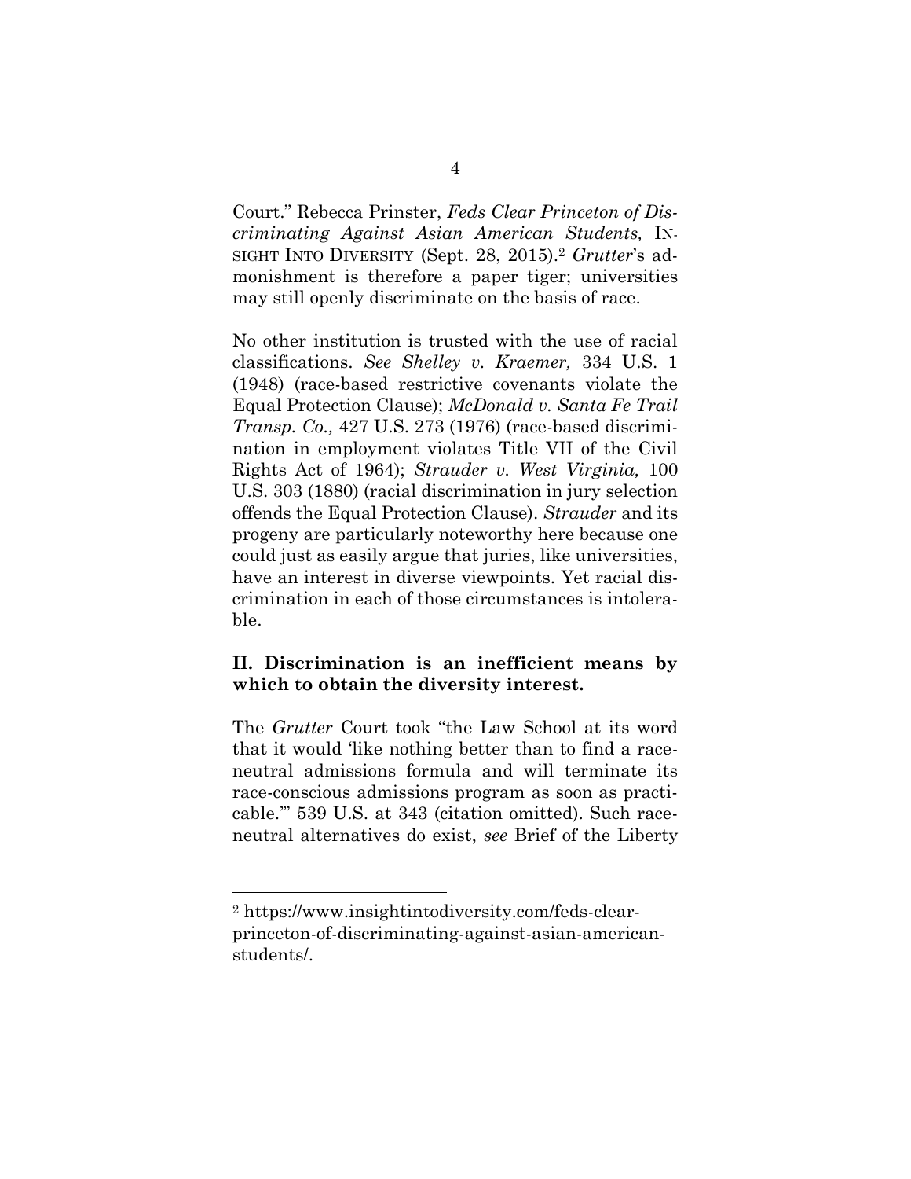Court." Rebecca Prinster, *Feds Clear Princeton of Discriminating Against Asian American Students,* INSIGHT INTO DIVERSITY (Sept. 28, 2015).[2] *Grutter*'s admonishment is therefore a paper tiger; universities may still openly discriminate on the basis of race.

No other institution is trusted with the use of racial classifications. *See Shelley v. Kraemer,* 334 U.S. 1 (1948) (race-based restrictive covenants violate the Equal Protection Clause); *McDonald v. Santa Fe Trail Transp. Co.,* 427 U.S. 273 (1976) (race-based discrimination in employment violates Title VII of the Civil Rights Act of 1964); *Strauder v. West Virginia,* 100 U.S. 303 (1880) (racial discrimination in jury selection offends the Equal Protection Clause). *Strauder* and its progeny are particularly noteworthy here because one could just as easily argue that juries, like universities, have an interest in diverse viewpoints. Yet racial discrimination in each of those circumstances is intolerable.

## II. Discrimination is an inefficient means by which to obtain the diversity interest.

The *Grutter* Court took "the Law School at its word that it would 'like nothing better than to find a race-neutral admissions formula and will terminate its race-conscious admissions program as soon as practicable.'" 539 U.S. at 343 (citation omitted). Such race-neutral alternatives do exist, *see* Brief of the Liberty

---

[2] https://www.insightintodiversity.com/feds-clear-princeton-of-discriminating-against-asian-american-students/.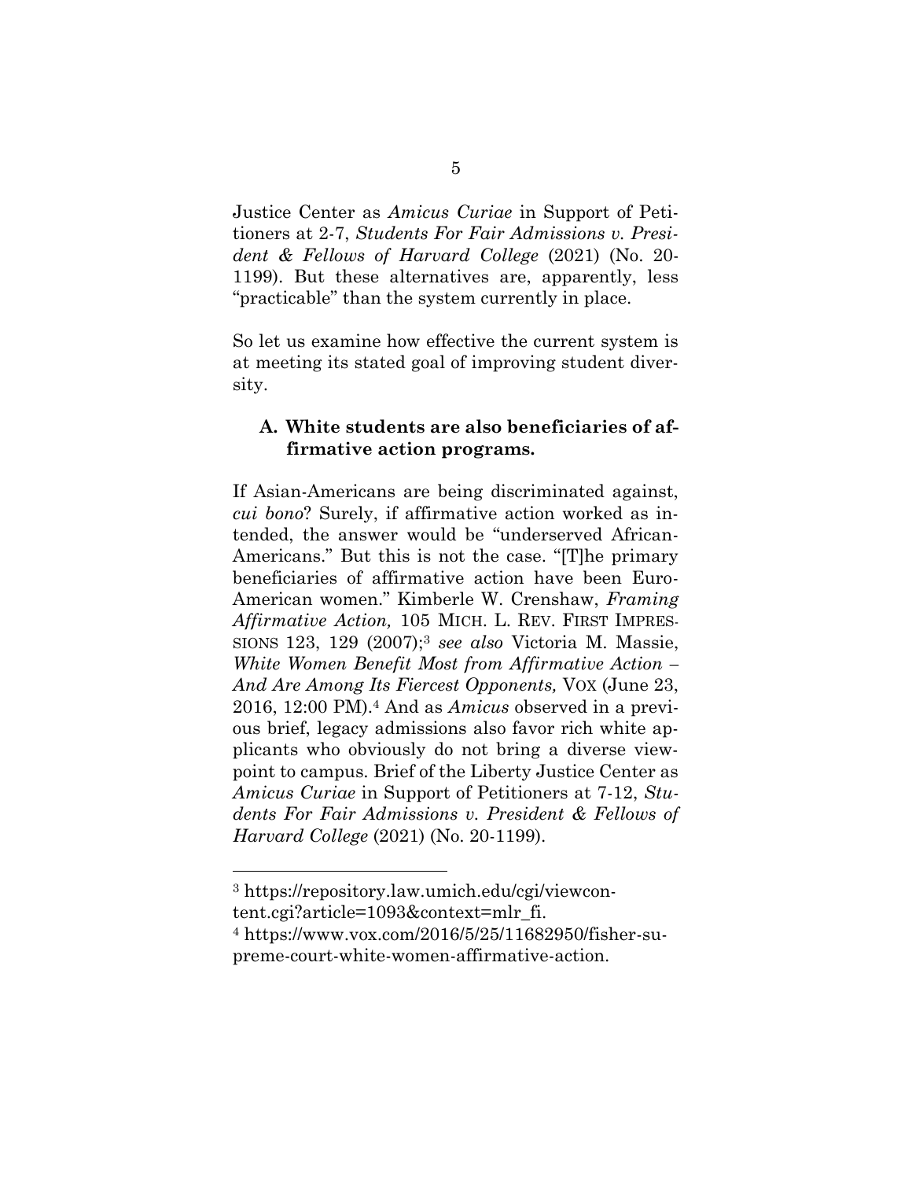Justice Center as *Amicus Curiae* in Support of Petitioners at 2-7, *Students For Fair Admissions v. President & Fellows of Harvard College* (2021) (No. 20-1199). But these alternatives are, apparently, less "practicable" than the system currently in place.

So let us examine how effective the current system is at meeting its stated goal of improving student diversity.

### A. White students are also beneficiaries of affirmative action programs.

If Asian-Americans are being discriminated against, *cui bono*? Surely, if affirmative action worked as intended, the answer would be "underserved African-Americans." But this is not the case. "[T]he primary beneficiaries of affirmative action have been Euro-American women." Kimberle W. Crenshaw, *Framing Affirmative Action,* 105 MICH. L. REV. FIRST IMPRESSIONS 123, 129 (2007);[3] *see also* Victoria M. Massie, *White Women Benefit Most from Affirmative Action – And Are Among Its Fiercest Opponents,* VOX (June 23, 2016, 12:00 PM).[4] And as *Amicus* observed in a previous brief, legacy admissions also favor rich white applicants who obviously do not bring a diverse viewpoint to campus. Brief of the Liberty Justice Center as *Amicus Curiae* in Support of Petitioners at 7-12, *Students For Fair Admissions v. President & Fellows of Harvard College* (2021) (No. 20-1199).

---

[3] https://repository.law.umich.edu/cgi/viewcontent.cgi?article=1093&context=mlr_fi.

[4] https://www.vox.com/2016/5/25/11682950/fisher-supreme-court-white-women-affirmative-action.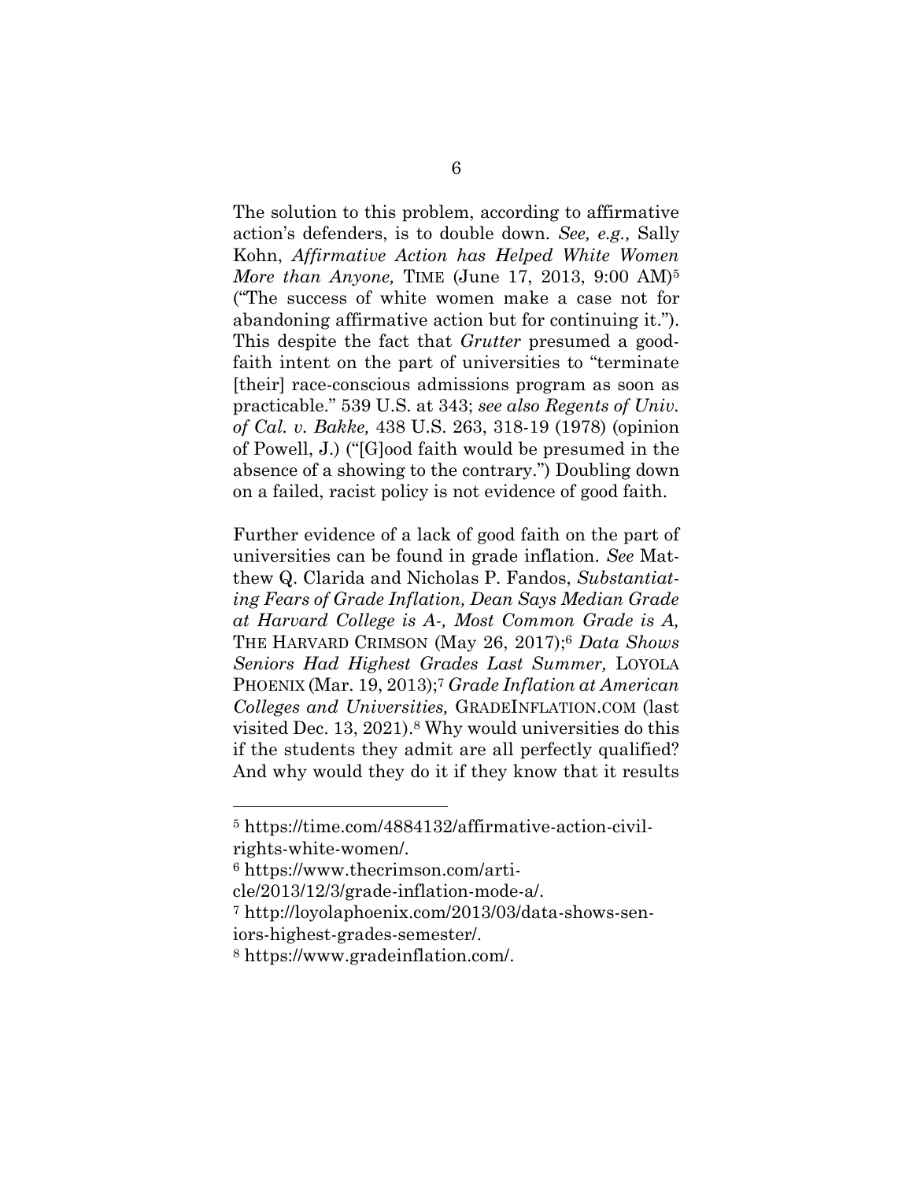The solution to this problem, according to affirmative action's defenders, is to double down. *See, e.g.,* Sally Kohn, *Affirmative Action has Helped White Women More than Anyone,* TIME (June 17, 2013, 9:00 AM)[5] ("The success of white women make a case not for abandoning affirmative action but for continuing it."). This despite the fact that *Grutter* presumed a good-faith intent on the part of universities to "terminate [their] race-conscious admissions program as soon as practicable." 539 U.S. at 343; *see also Regents of Univ. of Cal. v. Bakke,* 438 U.S. 263, 318-19 (1978) (opinion of Powell, J.) ("[G]ood faith would be presumed in the absence of a showing to the contrary.") Doubling down on a failed, racist policy is not evidence of good faith.

Further evidence of a lack of good faith on the part of universities can be found in grade inflation. *See* Matthew Q. Clarida and Nicholas P. Fandos, *Substantiating Fears of Grade Inflation, Dean Says Median Grade at Harvard College is A-, Most Common Grade is A,* THE HARVARD CRIMSON (May 26, 2017);[6] *Data Shows Seniors Had Highest Grades Last Summer,* LOYOLA PHOENIX (Mar. 19, 2013);[7] *Grade Inflation at American Colleges and Universities,* GRADEINFLATION.COM (last visited Dec. 13, 2021).[8] Why would universities do this if the students they admit are all perfectly qualified? And why would they do it if they know that it results

---

[5] https://time.com/4884132/affirmative-action-civil-rights-white-women/.

[6] https://www.thecrimson.com/article/2013/12/3/grade-inflation-mode-a/.

[7] http://loyolaphoenix.com/2013/03/data-shows-seniors-highest-grades-semester/.

[8] https://www.gradeinflation.com/.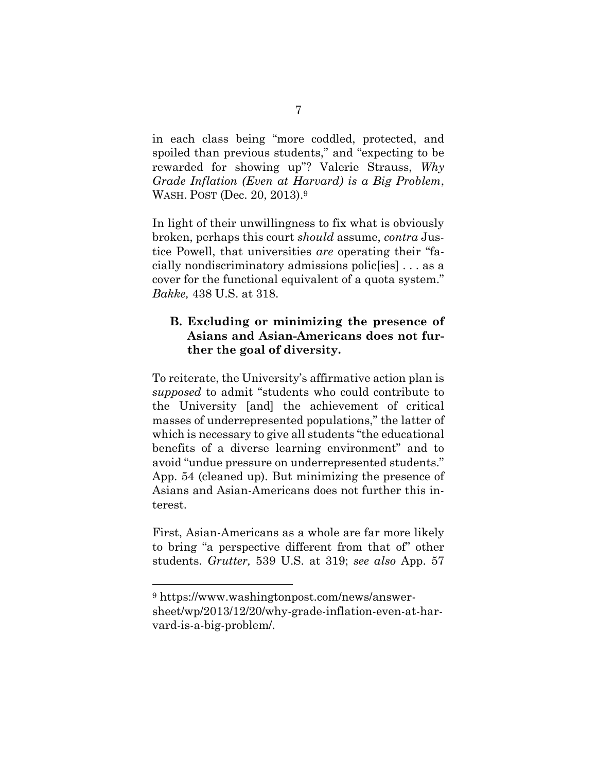in each class being "more coddled, protected, and spoiled than previous students," and "expecting to be rewarded for showing up"? Valerie Strauss, *Why Grade Inflation (Even at Harvard) is a Big Problem*, WASH. POST (Dec. 20, 2013).[9]

In light of their unwillingness to fix what is obviously broken, perhaps this court *should* assume, *contra* Justice Powell, that universities *are* operating their "facially nondiscriminatory admissions polic[ies] . . . as a cover for the functional equivalent of a quota system." *Bakke,* 438 U.S. at 318.

### B. Excluding or minimizing the presence of Asians and Asian-Americans does not further the goal of diversity.

To reiterate, the University's affirmative action plan is *supposed* to admit "students who could contribute to the University [and] the achievement of critical masses of underrepresented populations," the latter of which is necessary to give all students "the educational benefits of a diverse learning environment" and to avoid "undue pressure on underrepresented students." App. 54 (cleaned up). But minimizing the presence of Asians and Asian-Americans does not further this interest.

First, Asian-Americans as a whole are far more likely to bring "a perspective different from that of" other students. *Grutter,* 539 U.S. at 319; *see also* App. 57

---

[9] https://www.washingtonpost.com/news/answer-sheet/wp/2013/12/20/why-grade-inflation-even-at-harvard-is-a-big-problem/.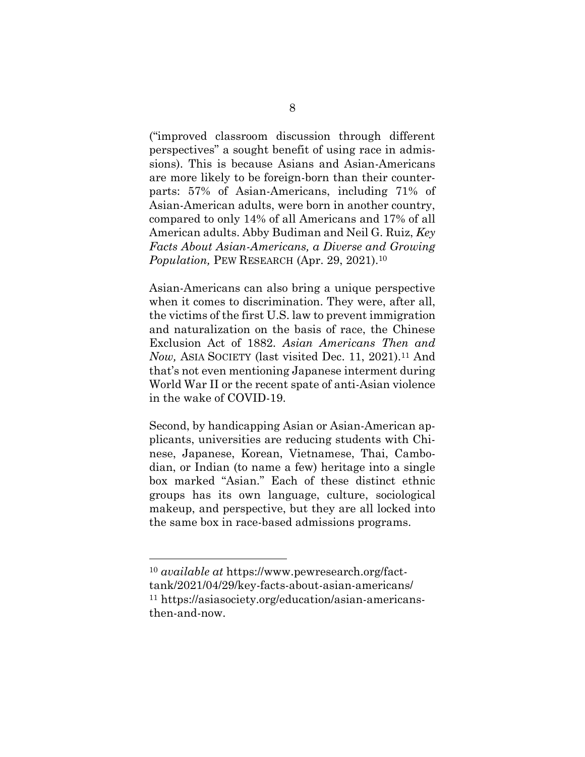(“improved classroom discussion through different perspectives” a sought benefit of using race in admissions). This is because Asians and Asian-Americans are more likely to be foreign-born than their counterparts: 57% of Asian-Americans, including 71% of Asian-American adults, were born in another country, compared to only 14% of all Americans and 17% of all American adults. Abby Budiman and Neil G. Ruiz, *Key Facts About Asian-Americans, a Diverse and Growing Population,* PEW RESEARCH (Apr. 29, 2021).[10]

Asian-Americans can also bring a unique perspective when it comes to discrimination. They were, after all, the victims of the first U.S. law to prevent immigration and naturalization on the basis of race, the Chinese Exclusion Act of 1882. *Asian Americans Then and Now,* ASIA SOCIETY (last visited Dec. 11, 2021).[11] And that’s not even mentioning Japanese interment during World War II or the recent spate of anti-Asian violence in the wake of COVID-19.

Second, by handicapping Asian or Asian-American applicants, universities are reducing students with Chinese, Japanese, Korean, Vietnamese, Thai, Cambodian, or Indian (to name a few) heritage into a single box marked “Asian.” Each of these distinct ethnic groups has its own language, culture, sociological makeup, and perspective, but they are all locked into the same box in race-based admissions programs.

---

[10] *available at* https://www.pewresearch.org/fact-tank/2021/04/29/key-facts-about-asian-americans/

[11] https://asiasociety.org/education/asian-americans-then-and-now.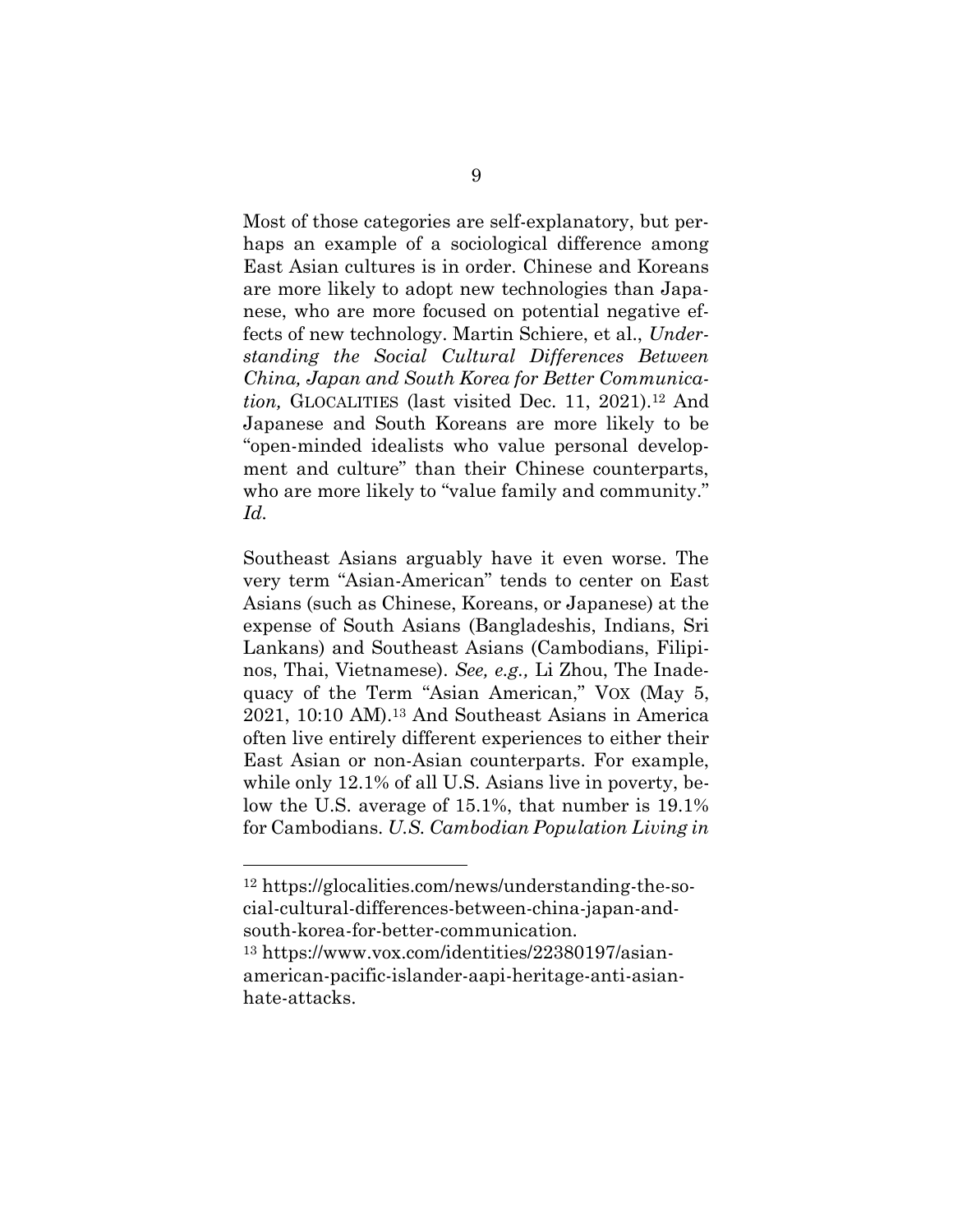Most of those categories are self-explanatory, but perhaps an example of a sociological difference among East Asian cultures is in order. Chinese and Koreans are more likely to adopt new technologies than Japanese, who are more focused on potential negative effects of new technology. Martin Schiere, et al., *Understanding the Social Cultural Differences Between China, Japan and South Korea for Better Communication,* GLOCALITIES (last visited Dec. 11, 2021).[12] And Japanese and South Koreans are more likely to be "open-minded idealists who value personal development and culture" than their Chinese counterparts, who are more likely to "value family and community." *Id.*

Southeast Asians arguably have it even worse. The very term "Asian-American" tends to center on East Asians (such as Chinese, Koreans, or Japanese) at the expense of South Asians (Bangladeshis, Indians, Sri Lankans) and Southeast Asians (Cambodians, Filipinos, Thai, Vietnamese). *See, e.g.,* Li Zhou, The Inadequacy of the Term "Asian American," VOX (May 5, 2021, 10:10 AM).[13] And Southeast Asians in America often live entirely different experiences to either their East Asian or non-Asian counterparts. For example, while only 12.1% of all U.S. Asians live in poverty, below the U.S. average of 15.1%, that number is 19.1% for Cambodians. *U.S. Cambodian Population Living in*

---

[12] https://glocalities.com/news/understanding-the-social-cultural-differences-between-china-japan-and-south-korea-for-better-communication.

[13] https://www.vox.com/identities/22380197/asian-american-pacific-islander-aapi-heritage-anti-asian-hate-attacks.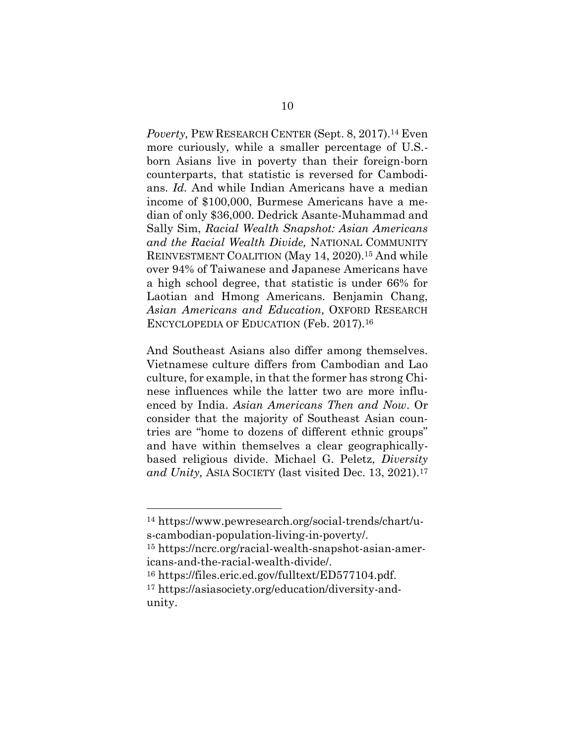*Poverty,* PEW RESEARCH CENTER (Sept. 8, 2017).[14] Even more curiously, while a smaller percentage of U.S.-born Asians live in poverty than their foreign-born counterparts, that statistic is reversed for Cambodians. *Id.* And while Indian Americans have a median income of $100,000, Burmese Americans have a median of only $36,000. Dedrick Asante-Muhammad and Sally Sim, *Racial Wealth Snapshot: Asian Americans and the Racial Wealth Divide,* NATIONAL COMMUNITY REINVESTMENT COALITION (May 14, 2020).[15] And while over 94% of Taiwanese and Japanese Americans have a high school degree, that statistic is under 66% for Laotian and Hmong Americans. Benjamin Chang, *Asian Americans and Education,* OXFORD RESEARCH ENCYCLOPEDIA OF EDUCATION (Feb. 2017).[16]

And Southeast Asians also differ among themselves. Vietnamese culture differs from Cambodian and Lao culture, for example, in that the former has strong Chinese influences while the latter two are more influenced by India. *Asian Americans Then and Now*. Or consider that the majority of Southeast Asian countries are "home to dozens of different ethnic groups" and have within themselves a clear geographically-based religious divide. Michael G. Peletz, *Diversity and Unity,* ASIA SOCIETY (last visited Dec. 13, 2021).[17]

---

[14] https://www.pewresearch.org/social-trends/chart/u-s-cambodian-population-living-in-poverty/.

[15] https://ncrc.org/racial-wealth-snapshot-asian-americans-and-the-racial-wealth-divide/.

[16] https://files.eric.ed.gov/fulltext/ED577104.pdf.

[17] https://asiasociety.org/education/diversity-and-unity.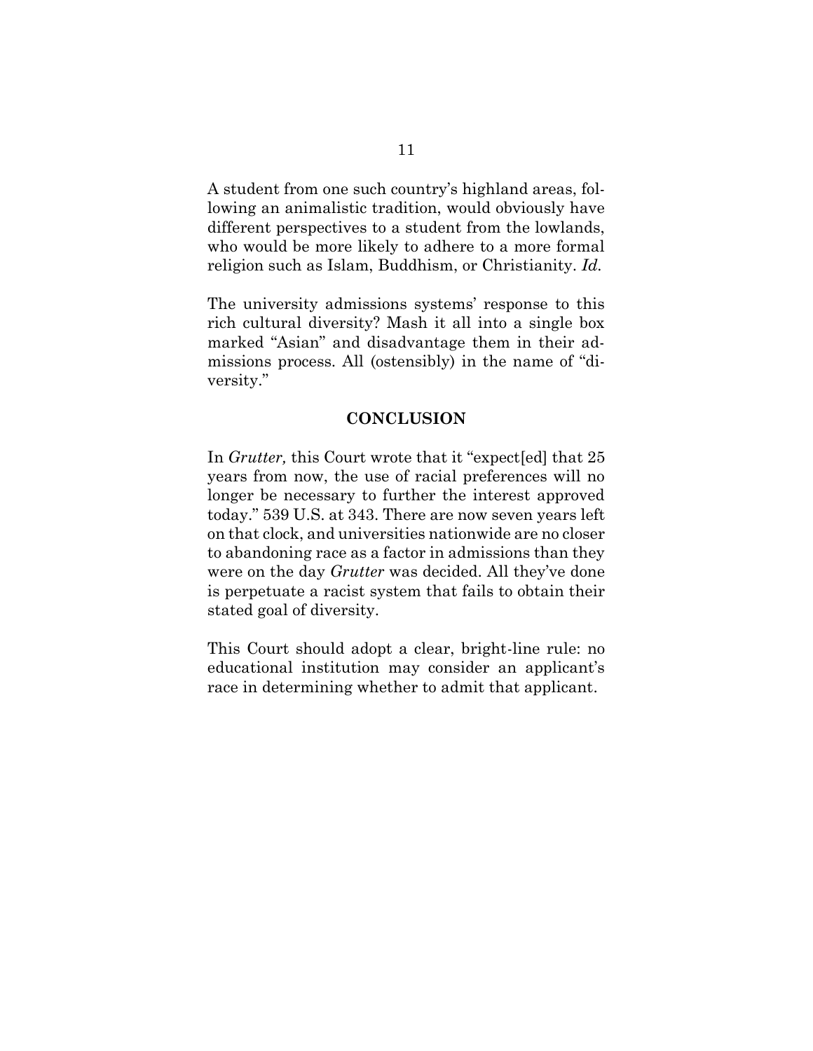A student from one such country's highland areas, following an animalistic tradition, would obviously have different perspectives to a student from the lowlands, who would be more likely to adhere to a more formal religion such as Islam, Buddhism, or Christianity. *Id.*

The university admissions systems' response to this rich cultural diversity? Mash it all into a single box marked "Asian" and disadvantage them in their admissions process. All (ostensibly) in the name of "diversity."

## CONCLUSION

In *Grutter,* this Court wrote that it "expect[ed] that 25 years from now, the use of racial preferences will no longer be necessary to further the interest approved today." 539 U.S. at 343. There are now seven years left on that clock, and universities nationwide are no closer to abandoning race as a factor in admissions than they were on the day *Grutter* was decided. All they've done is perpetuate a racist system that fails to obtain their stated goal of diversity.

This Court should adopt a clear, bright-line rule: no educational institution may consider an applicant's race in determining whether to admit that applicant.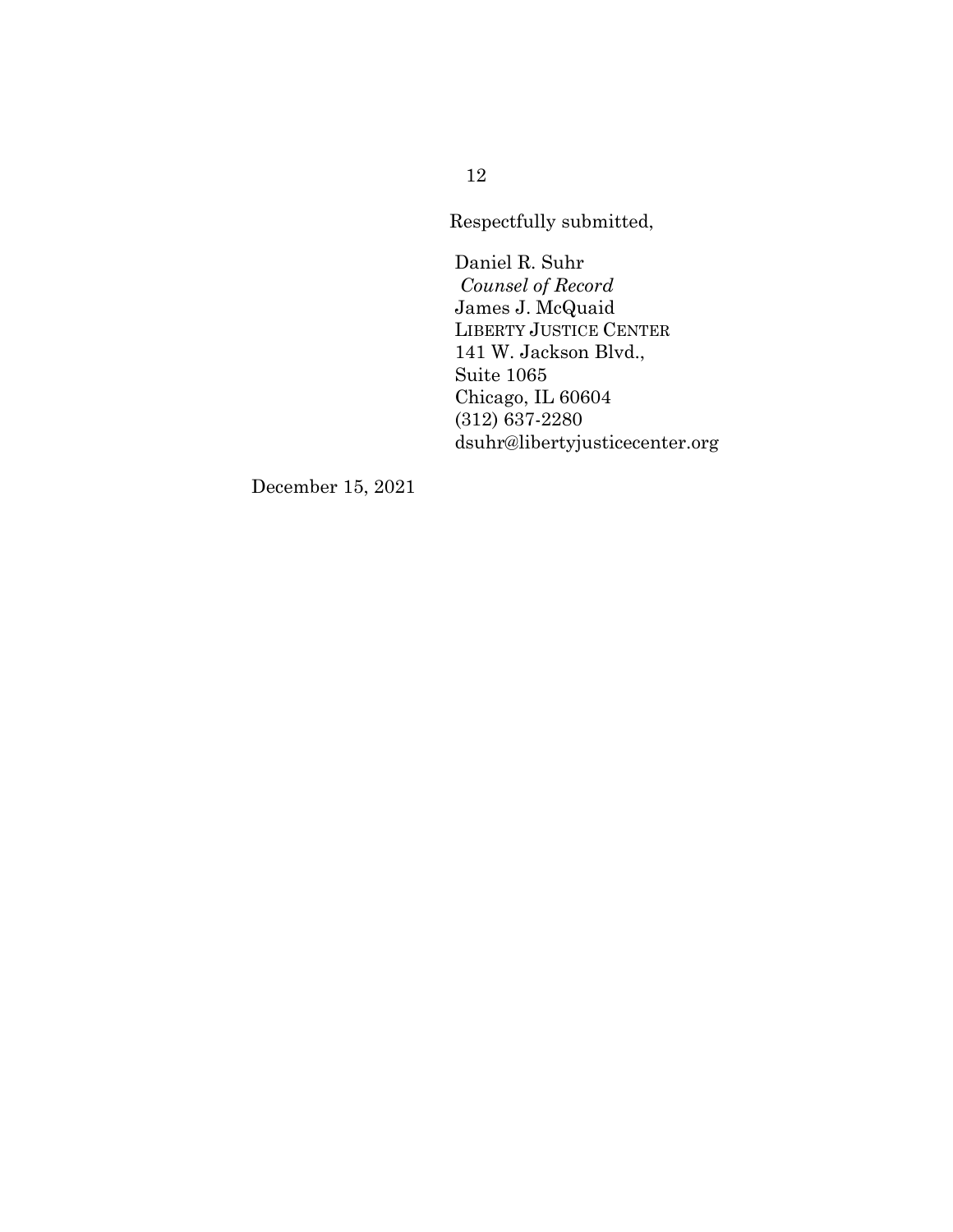Respectfully submitted,

Daniel R. Suhr
*Counsel of Record*
James J. McQuaid
LIBERTY JUSTICE CENTER
141 W. Jackson Blvd.,
Suite 1065
Chicago, IL 60604
(312) 637-2280
dsuhr@libertyjusticecenter.org

December 15, 2021